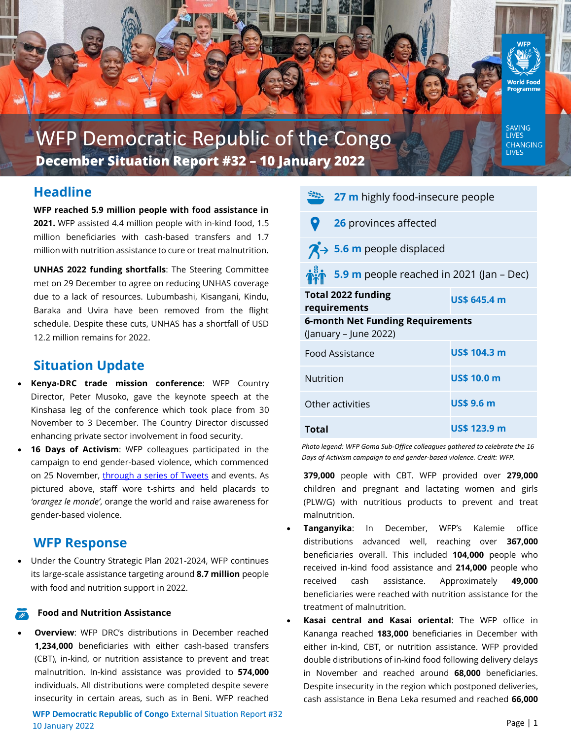# WFP Democratic Republic of the Congo

**December Situation Report #32 – 10 January 2022**

## Headline

**WFP reached 5.9 million people with food assistance in 2021.** WFP assisted 4.4 million people with in-kind food, 1.5 million beneficiaries with cash-based transfers and 1.7 million with nutrition assistance to cure or treat malnutrition.

**UNHAS 2022 funding shortfalls**: The Steering Committee met on 29 December to agree on reducing UNHAS coverage due to a lack of resources. Lubumbashi, Kisangani, Kindu, Baraka and Uvira have been removed from the flight schedule. Despite these cuts, UNHAS has a shortfall of USD 12.2 million remains for 2022.

## Situation Update

- **Kenya-DRC trade mission conference**: WFP Country Director, Peter Musoko, gave the keynote speech at the Kinshasa leg of the conference which took place from 30 November to 3 December. The Country Director discussed enhancing private sector involvement in food security.
- **16 Days of Activism**: WFP colleagues participated in the campaign to end gender-based violence, which commenced on 25 November, through a series of Tweets and events. As pictured above, staff wore t-shirts and held placards to *'orangez le monde'*, orange the world and raise awareness for gender-based violence.

## WFP Response

- Under the Country Strategic Plan 2021-2024, WFP continues its large-scale assistance targeting around **8.7 million** people with food and nutrition support in 2022.

### Food and Nutrition Assistance

- **Overview**: WFP DRC's distributions in December reached **1,234,000** beneficiaries with either cash-based transfers (CBT), in-kind, or nutrition assistance to prevent and treat malnutrition. In-kind assistance was provided to **574,000** individuals. All distributions were completed despite severe insecurity in certain areas, such as in Beni. WFP reached **379,000** people with CBT. WFP provided over **279,000** children and pregnant and lactating women and girls (PLW/G) with nutritious products to prevent and treat malnutrition.
- **Tanganyika**: In December, WFP's Kalemie office distributions advanced well, reaching over **367,000** beneficiaries overall. This included **104,000** people who received in-kind food assistance and **214,000** people who received cash assistance. Approximately **49,000** beneficiaries were reached with nutrition assistance for the treatment of malnutrition.
- **Kasai central and Kasai oriental**: The WFP office in Kananga reached **183,000** beneficiaries in December with either in-kind, CBT, or nutrition assistance. WFP provided double distributions of in-kind food following delivery delays in November and reached around **68,000** beneficiaries. Despite insecurity in the region which postponed deliveries, cash assistance in Bena Leka resumed and reached **66,000**

---

**27 m** highly food-insecure people

**26** provinces affected

**5.6 m** people displaced

**5.9 m** people reached in 2021 (Jan – Dec)

| **Total 2022 funding requirements** | **US$ 645.4 m** |
|---|---|
| **6-month Net Funding Requirements** (January – June 2022) | |
| Food Assistance | **US$ 104.3 m** |
| Nutrition | **US$ 10.0 m** |
| Other activities | **US$ 9.6 m** |
| **Total** | **US$ 123.9 m** |

*Photo legend: WFP Goma Sub-Office colleagues gathered to celebrate the 16 Days of Activism campaign to end gender-based violence. Credit: WFP.*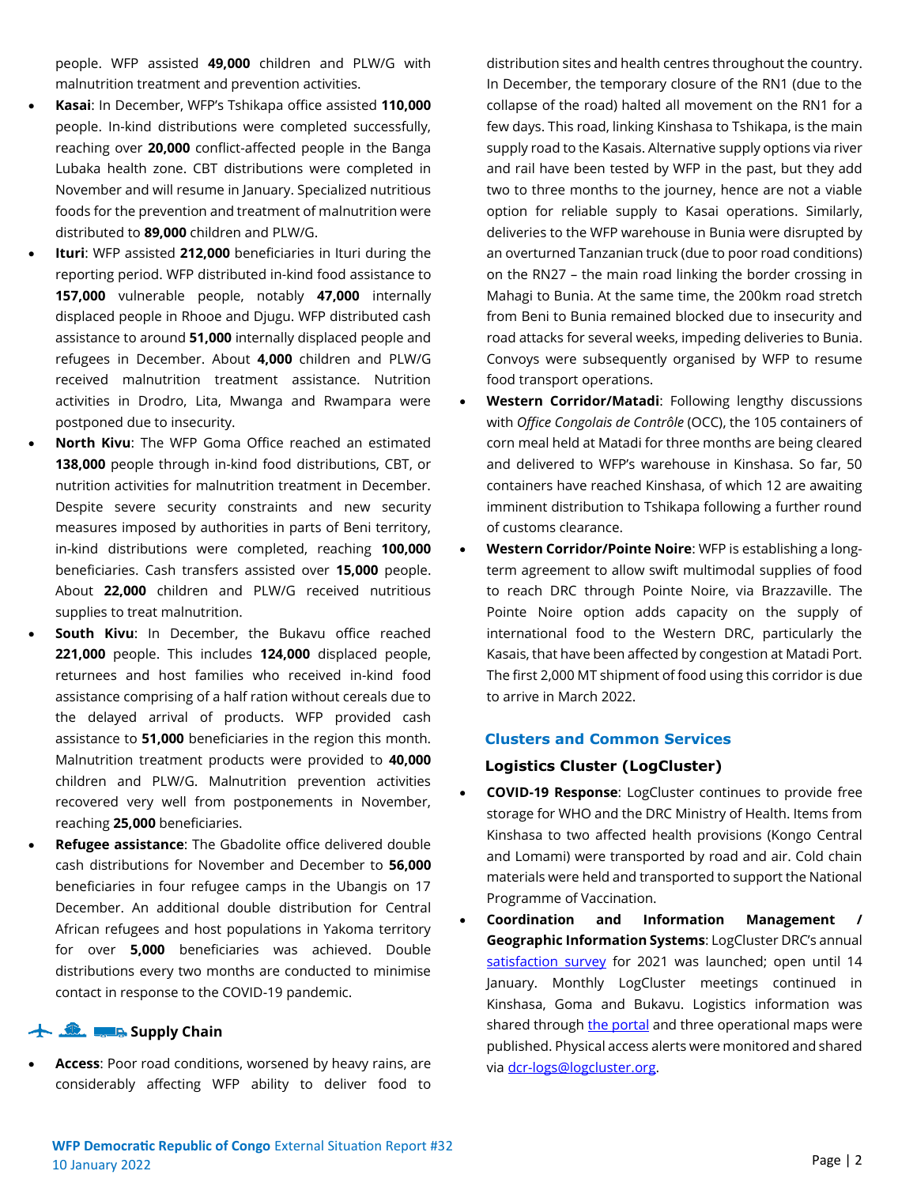people. WFP assisted **49,000** children and PLW/G with malnutrition treatment and prevention activities.

- **Kasai**: In December, WFP's Tshikapa office assisted **110,000** people. In-kind distributions were completed successfully, reaching over **20,000** conflict-affected people in the Banga Lubaka health zone. CBT distributions were completed in November and will resume in January. Specialized nutritious foods for the prevention and treatment of malnutrition were distributed to **89,000** children and PLW/G.
- **Ituri**: WFP assisted **212,000** beneficiaries in Ituri during the reporting period. WFP distributed in-kind food assistance to **157,000** vulnerable people, notably **47,000** internally displaced people in Rhooe and Djugu. WFP distributed cash assistance to around **51,000** internally displaced people and refugees in December. About **4,000** children and PLW/G received malnutrition treatment assistance. Nutrition activities in Drodro, Lita, Mwanga and Rwampara were postponed due to insecurity.
- **North Kivu**: The WFP Goma Office reached an estimated **138,000** people through in-kind food distributions, CBT, or nutrition activities for malnutrition treatment in December. Despite severe security constraints and new security measures imposed by authorities in parts of Beni territory, in-kind distributions were completed, reaching **100,000** beneficiaries. Cash transfers assisted over **15,000** people. About **22,000** children and PLW/G received nutritious supplies to treat malnutrition.
- **South Kivu**: In December, the Bukavu office reached **221,000** people. This includes **124,000** displaced people, returnees and host families who received in-kind food assistance comprising of a half ration without cereals due to the delayed arrival of products. WFP provided cash assistance to **51,000** beneficiaries in the region this month. Malnutrition treatment products were provided to **40,000** children and PLW/G. Malnutrition prevention activities recovered very well from postponements in November, reaching **25,000** beneficiaries.
- **Refugee assistance**: The Gbadolite office delivered double cash distributions for November and December to **56,000** beneficiaries in four refugee camps in the Ubangis on 17 December. An additional double distribution for Central African refugees and host populations in Yakoma territory for over **5,000** beneficiaries was achieved. Double distributions every two months are conducted to minimise contact in response to the COVID-19 pandemic.

### Supply Chain

- **Access**: Poor road conditions, worsened by heavy rains, are considerably affecting WFP ability to deliver food to distribution sites and health centres throughout the country. In December, the temporary closure of the RN1 (due to the collapse of the road) halted all movement on the RN1 for a few days. This road, linking Kinshasa to Tshikapa, is the main supply road to the Kasais. Alternative supply options via river and rail have been tested by WFP in the past, but they add two to three months to the journey, hence are not a viable option for reliable supply to Kasai operations. Similarly, deliveries to the WFP warehouse in Bunia were disrupted by an overturned Tanzanian truck (due to poor road conditions) on the RN27 – the main road linking the border crossing in Mahagi to Bunia. At the same time, the 200km road stretch from Beni to Bunia remained blocked due to insecurity and road attacks for several weeks, impeding deliveries to Bunia. Convoys were subsequently organised by WFP to resume food transport operations.
- **Western Corridor/Matadi**: Following lengthy discussions with *Office Congolais de Contrôle* (OCC), the 105 containers of corn meal held at Matadi for three months are being cleared and delivered to WFP's warehouse in Kinshasa. So far, 50 containers have reached Kinshasa, of which 12 are awaiting imminent distribution to Tshikapa following a further round of customs clearance.
- **Western Corridor/Pointe Noire**: WFP is establishing a long-term agreement to allow swift multimodal supplies of food to reach DRC through Pointe Noire, via Brazzaville. The Pointe Noire option adds capacity on the supply of international food to the Western DRC, particularly the Kasais, that have been affected by congestion at Matadi Port. The first 2,000 MT shipment of food using this corridor is due to arrive in March 2022.

## Clusters and Common Services

### Logistics Cluster (LogCluster)

- **COVID-19 Response**: LogCluster continues to provide free storage for WHO and the DRC Ministry of Health. Items from Kinshasa to two affected health provisions (Kongo Central and Lomami) were transported by road and air. Cold chain materials were held and transported to support the National Programme of Vaccination.
- **Coordination and Information Management / Geographic Information Systems**: LogCluster DRC's annual satisfaction survey for 2021 was launched; open until 14 January. Monthly LogCluster meetings continued in Kinshasa, Goma and Bukavu. Logistics information was shared through the portal and three operational maps were published. Physical access alerts were monitored and shared via dcr-logs@logcluster.org.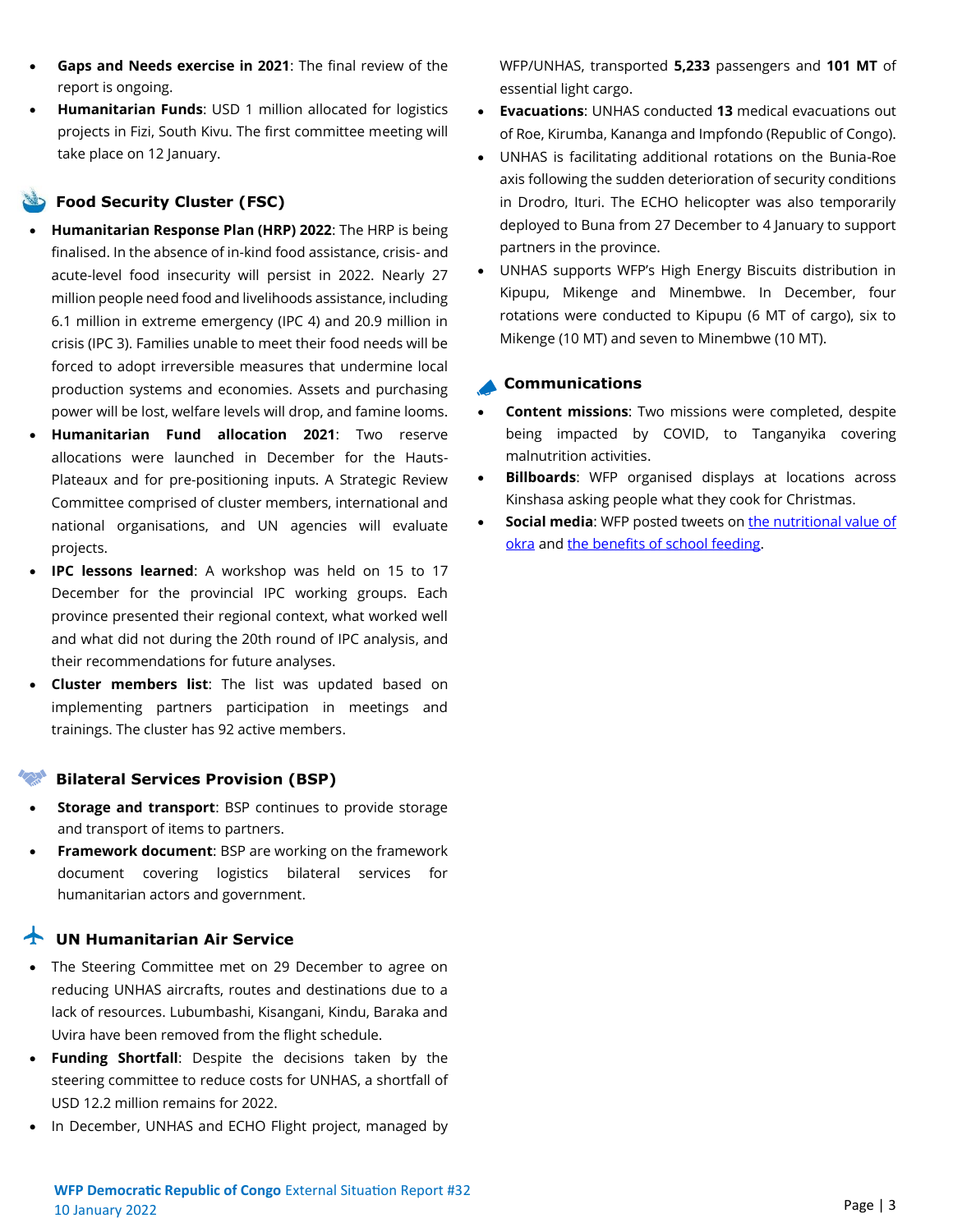- **Gaps and Needs exercise in 2021**: The final review of the report is ongoing.
- **Humanitarian Funds**: USD 1 million allocated for logistics projects in Fizi, South Kivu. The first committee meeting will take place on 12 January.

## Food Security Cluster (FSC)

- **Humanitarian Response Plan (HRP) 2022**: The HRP is being finalised. In the absence of in-kind food assistance, crisis- and acute-level food insecurity will persist in 2022. Nearly 27 million people need food and livelihoods assistance, including 6.1 million in extreme emergency (IPC 4) and 20.9 million in crisis (IPC 3). Families unable to meet their food needs will be forced to adopt irreversible measures that undermine local production systems and economies. Assets and purchasing power will be lost, welfare levels will drop, and famine looms.
- **Humanitarian Fund allocation 2021**: Two reserve allocations were launched in December for the Hauts-Plateaux and for pre-positioning inputs. A Strategic Review Committee comprised of cluster members, international and national organisations, and UN agencies will evaluate projects.
- **IPC lessons learned**: A workshop was held on 15 to 17 December for the provincial IPC working groups. Each province presented their regional context, what worked well and what did not during the 20th round of IPC analysis, and their recommendations for future analyses.
- **Cluster members list**: The list was updated based on implementing partners participation in meetings and trainings. The cluster has 92 active members.

## Bilateral Services Provision (BSP)

- **Storage and transport**: BSP continues to provide storage and transport of items to partners.
- **Framework document**: BSP are working on the framework document covering logistics bilateral services for humanitarian actors and government.

## UN Humanitarian Air Service

- The Steering Committee met on 29 December to agree on reducing UNHAS aircrafts, routes and destinations due to a lack of resources. Lubumbashi, Kisangani, Kindu, Baraka and Uvira have been removed from the flight schedule.
- **Funding Shortfall**: Despite the decisions taken by the steering committee to reduce costs for UNHAS, a shortfall of USD 12.2 million remains for 2022.
- In December, UNHAS and ECHO Flight project, managed by WFP/UNHAS, transported **5,233** passengers and **101 MT** of essential light cargo.
- **Evacuations**: UNHAS conducted **13** medical evacuations out of Roe, Kirumba, Kananga and Impfondo (Republic of Congo).
- UNHAS is facilitating additional rotations on the Bunia-Roe axis following the sudden deterioration of security conditions in Drodro, Ituri. The ECHO helicopter was also temporarily deployed to Buna from 27 December to 4 January to support partners in the province.
- UNHAS supports WFP's High Energy Biscuits distribution in Kipupu, Mikenge and Minembwe. In December, four rotations were conducted to Kipupu (6 MT of cargo), six to Mikenge (10 MT) and seven to Minembwe (10 MT).

## Communications

- **Content missions**: Two missions were completed, despite being impacted by COVID, to Tanganyika covering malnutrition activities.
- **Billboards**: WFP organised displays at locations across Kinshasa asking people what they cook for Christmas.
- **Social media**: WFP posted tweets on the nutritional value of okra and the benefits of school feeding.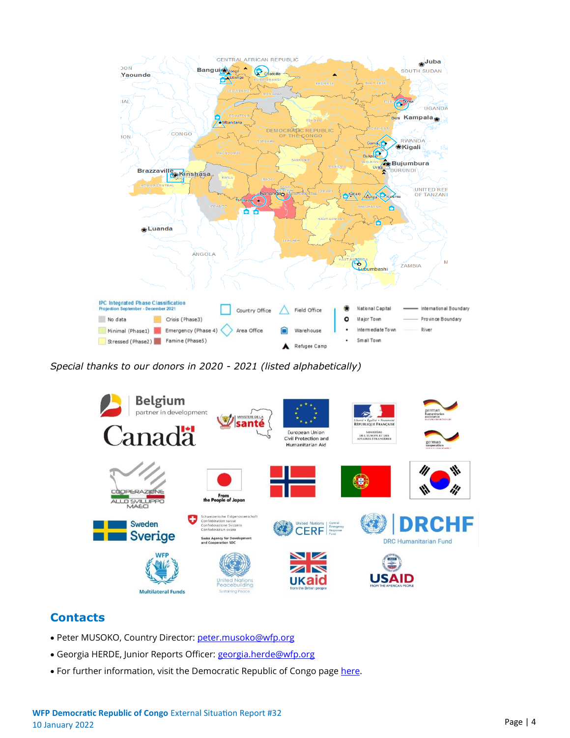CENTRAL AFRICAN REPUBLIC

Yaounde

Bangui

Juba

SOUTH SUDAN

UGANDA

Kampala

CONGO

DEMOCRATIC REPUBLIC OF THE CONGO

RWANDA

Kigali

Bujumbura

BURUNDI

Brazzaville

Kinshasa

UNITED REP OF TANZANIA

Luanda

ANGOLA

ZAMBIA

Lubumbashi

IPC Integrated Phase Classification
Projection September - December 2021

No data

Minimal (Phase1)

Stressed (Phase2)

Crisis (Phase3)

Emergency (Phase 4)

Famine (Phase5)

Country Office

Area Office

Field Office

Warehouse

Refugee Camp

National Capital

Major Town

Intermediate Town

Small Town

International Boundary

Province Boundary

River

*Special thanks to our donors in 2020 - 2021 (listed alphabetically)*

## Contacts

- Peter MUSOKO, Country Director: peter.musoko@wfp.org
- Georgia HERDE, Junior Reports Officer: georgia.herde@wfp.org
- For further information, visit the Democratic Republic of Congo page here.